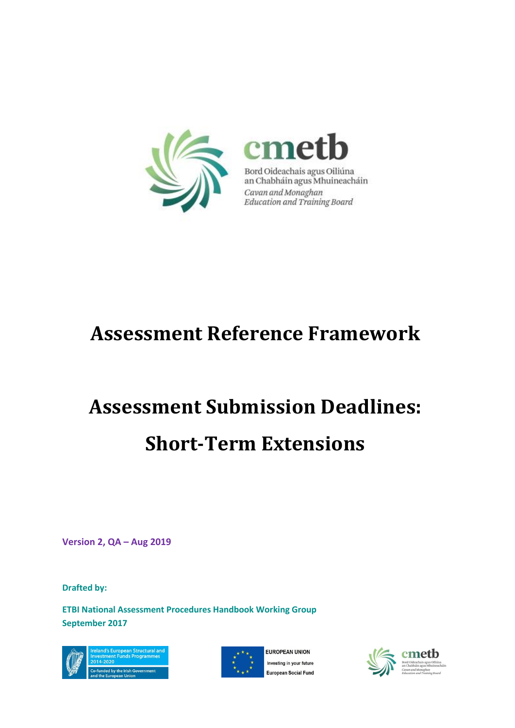cmetb

Bord Oideachais agus Oiliúna an Chabháin agus Mhuineacháin

*Cavan and Monaghan Education and Training Board*

# Assessment Reference Framework

# Assessment Submission Deadlines: Short-Term Extensions

**Version 2, QA – Aug 2019**

**Drafted by:**

**ETBI National Assessment Procedures Handbook Working Group**
**September 2017**

Ireland's European Structural and Investment Funds Programmes 2014-2020

Co-funded by the Irish Government and the European Union

EUROPEAN UNION

Investing in your future

European Social Fund

cmetb

Bord Oideachais agus Oiliúna an Chabháin agus Mhuineacháin

*Cavan and Monaghan Education and Training Board*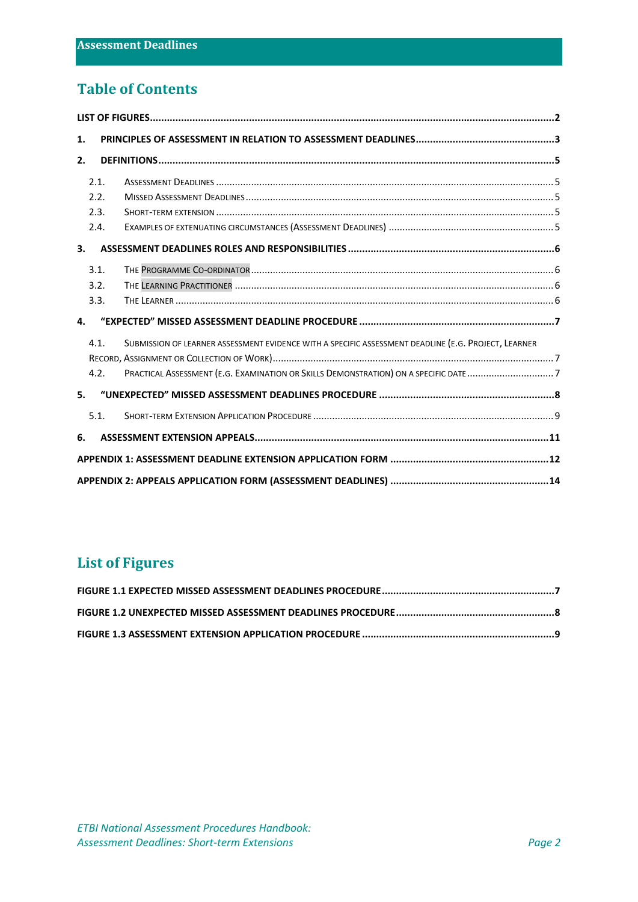## Table of Contents

**LIST OF FIGURES** ........ 2

**1. PRINCIPLES OF ASSESSMENT IN RELATION TO ASSESSMENT DEADLINES** ........ 3

**2. DEFINITIONS** ........ 5

- 2.1. Assessment Deadlines ........ 5
- 2.2. Missed Assessment Deadlines ........ 5
- 2.3. Short-term extension ........ 5
- 2.4. Examples of extenuating circumstances (Assessment Deadlines) ........ 5

**3. ASSESSMENT DEADLINES ROLES AND RESPONSIBILITIES** ........ 6

- 3.1. The Programme Co-ordinator ........ 6
- 3.2. The Learning Practitioner ........ 6
- 3.3. The Learner ........ 6

**4. "EXPECTED" MISSED ASSESSMENT DEADLINE PROCEDURE** ........ 7

- 4.1. Submission of learner assessment evidence with a specific assessment deadline (e.g. Project, Learner Record, Assignment or Collection of Work) ........ 7
- 4.2. Practical Assessment (e.g. Examination or Skills Demonstration) on a specific date ........ 7

**5. "UNEXPECTED" MISSED ASSESSMENT DEADLINES PROCEDURE** ........ 8

- 5.1. Short-term Extension Application Procedure ........ 9

**6. ASSESSMENT EXTENSION APPEALS** ........ 11

**APPENDIX 1: ASSESSMENT DEADLINE EXTENSION APPLICATION FORM** ........ 12

**APPENDIX 2: APPEALS APPLICATION FORM (ASSESSMENT DEADLINES)** ........ 14

## List of Figures

**FIGURE 1.1 EXPECTED MISSED ASSESSMENT DEADLINES PROCEDURE** ........ 7

**FIGURE 1.2 UNEXPECTED MISSED ASSESSMENT DEADLINES PROCEDURE** ........ 8

**FIGURE 1.3 ASSESSMENT EXTENSION APPLICATION PROCEDURE** ........ 9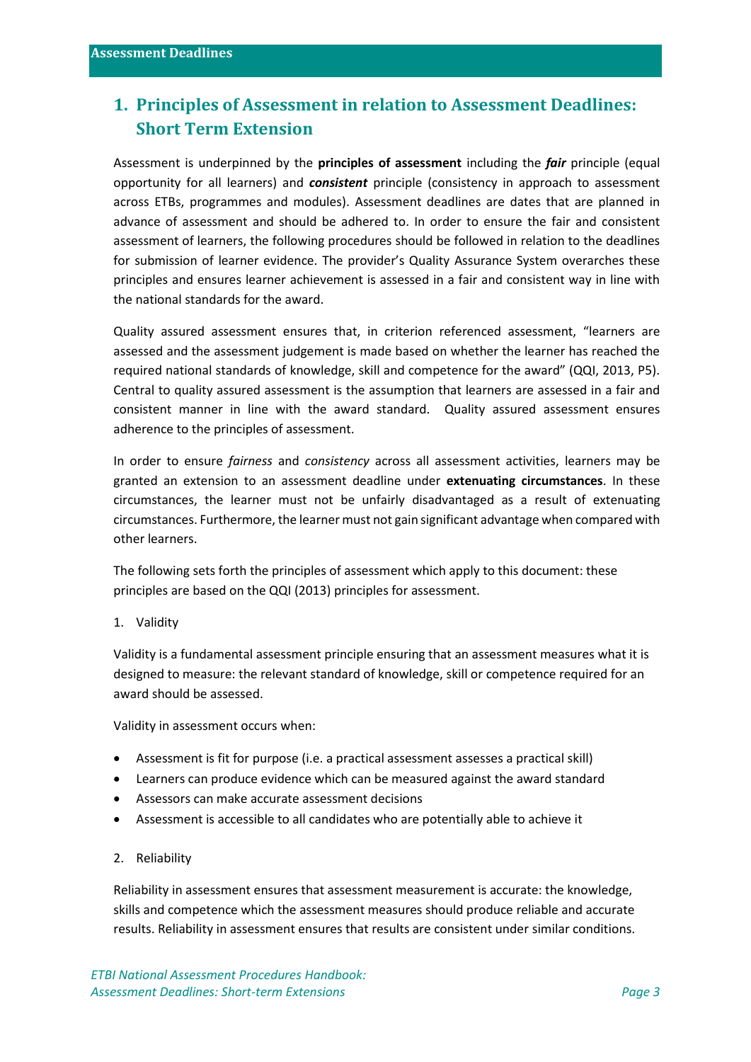## 1. Principles of Assessment in relation to Assessment Deadlines: Short Term Extension

Assessment is underpinned by the **principles of assessment** including the ***fair*** principle (equal opportunity for all learners) and ***consistent*** principle (consistency in approach to assessment across ETBs, programmes and modules). Assessment deadlines are dates that are planned in advance of assessment and should be adhered to. In order to ensure the fair and consistent assessment of learners, the following procedures should be followed in relation to the deadlines for submission of learner evidence. The provider's Quality Assurance System overarches these principles and ensures learner achievement is assessed in a fair and consistent way in line with the national standards for the award.

Quality assured assessment ensures that, in criterion referenced assessment, "learners are assessed and the assessment judgement is made based on whether the learner has reached the required national standards of knowledge, skill and competence for the award" (QQI, 2013, P5). Central to quality assured assessment is the assumption that learners are assessed in a fair and consistent manner in line with the award standard. Quality assured assessment ensures adherence to the principles of assessment.

In order to ensure *fairness* and *consistency* across all assessment activities, learners may be granted an extension to an assessment deadline under **extenuating circumstances**. In these circumstances, the learner must not be unfairly disadvantaged as a result of extenuating circumstances. Furthermore, the learner must not gain significant advantage when compared with other learners.

The following sets forth the principles of assessment which apply to this document: these principles are based on the QQI (2013) principles for assessment.

1. Validity

Validity is a fundamental assessment principle ensuring that an assessment measures what it is designed to measure: the relevant standard of knowledge, skill or competence required for an award should be assessed.

Validity in assessment occurs when:

- Assessment is fit for purpose (i.e. a practical assessment assesses a practical skill)
- Learners can produce evidence which can be measured against the award standard
- Assessors can make accurate assessment decisions
- Assessment is accessible to all candidates who are potentially able to achieve it

2. Reliability

Reliability in assessment ensures that assessment measurement is accurate: the knowledge, skills and competence which the assessment measures should produce reliable and accurate results. Reliability in assessment ensures that results are consistent under similar conditions.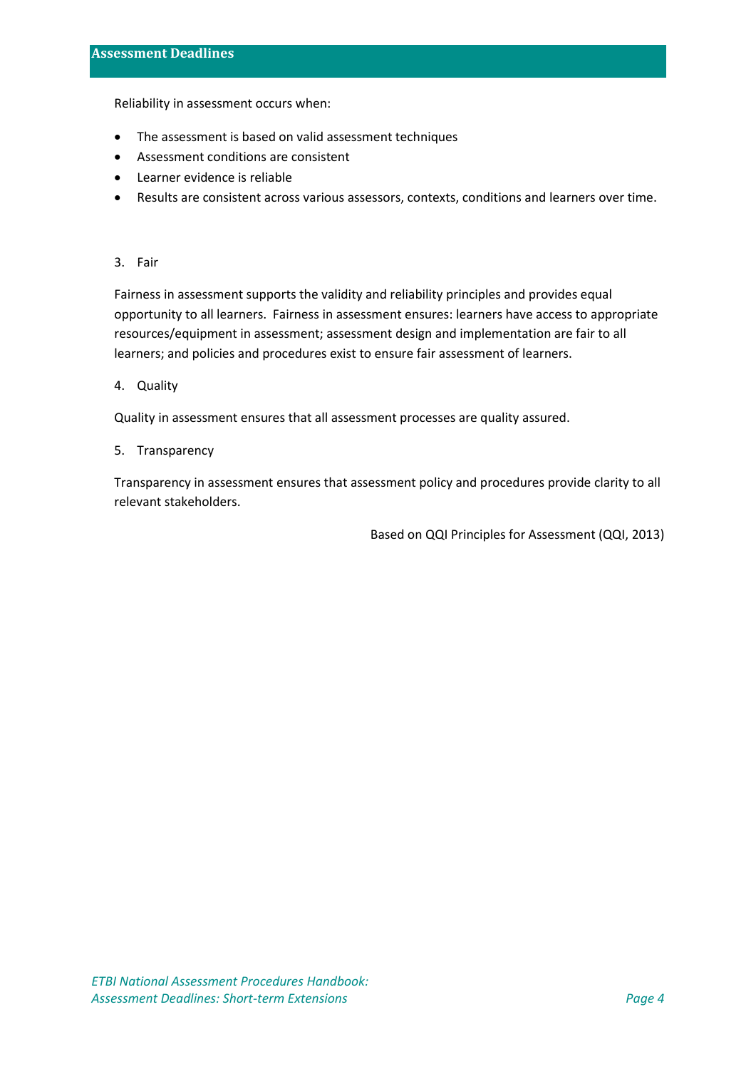Reliability in assessment occurs when:

- The assessment is based on valid assessment techniques
- Assessment conditions are consistent
- Learner evidence is reliable
- Results are consistent across various assessors, contexts, conditions and learners over time.

3. Fair

Fairness in assessment supports the validity and reliability principles and provides equal opportunity to all learners. Fairness in assessment ensures: learners have access to appropriate resources/equipment in assessment; assessment design and implementation are fair to all learners; and policies and procedures exist to ensure fair assessment of learners.

4. Quality

Quality in assessment ensures that all assessment processes are quality assured.

5. Transparency

Transparency in assessment ensures that assessment policy and procedures provide clarity to all relevant stakeholders.

Based on QQI Principles for Assessment (QQI, 2013)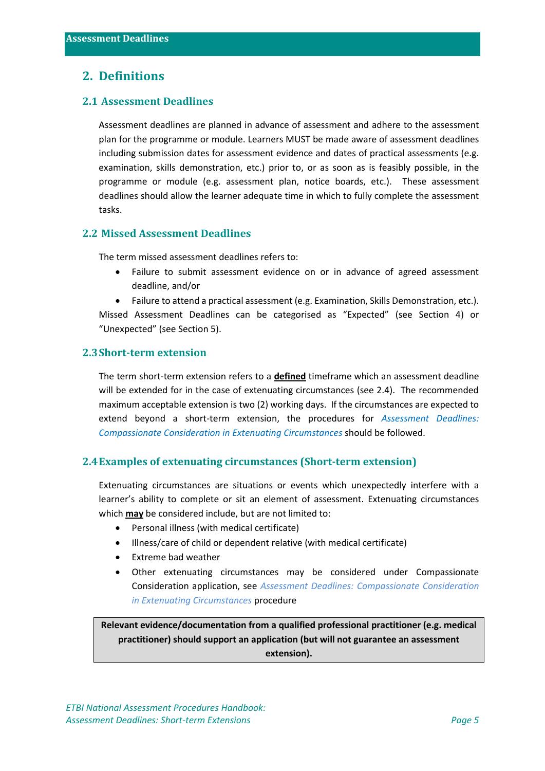## 2. Definitions

### 2.1 Assessment Deadlines

Assessment deadlines are planned in advance of assessment and adhere to the assessment plan for the programme or module. Learners MUST be made aware of assessment deadlines including submission dates for assessment evidence and dates of practical assessments (e.g. examination, skills demonstration, etc.) prior to, or as soon as is feasibly possible, in the programme or module (e.g. assessment plan, notice boards, etc.). These assessment deadlines should allow the learner adequate time in which to fully complete the assessment tasks.

### 2.2 Missed Assessment Deadlines

The term missed assessment deadlines refers to:

- Failure to submit assessment evidence on or in advance of agreed assessment deadline, and/or
- Failure to attend a practical assessment (e.g. Examination, Skills Demonstration, etc.).

Missed Assessment Deadlines can be categorised as "Expected" (see Section 4) or "Unexpected" (see Section 5).

### 2.3 Short-term extension

The term short-term extension refers to a **defined** timeframe which an assessment deadline will be extended for in the case of extenuating circumstances (see 2.4). The recommended maximum acceptable extension is two (2) working days. If the circumstances are expected to extend beyond a short-term extension, the procedures for *Assessment Deadlines: Compassionate Consideration in Extenuating Circumstances* should be followed.

### 2.4 Examples of extenuating circumstances (Short-term extension)

Extenuating circumstances are situations or events which unexpectedly interfere with a learner's ability to complete or sit an element of assessment. Extenuating circumstances which **may** be considered include, but are not limited to:

- Personal illness (with medical certificate)
- Illness/care of child or dependent relative (with medical certificate)
- Extreme bad weather
- Other extenuating circumstances may be considered under Compassionate Consideration application, see *Assessment Deadlines: Compassionate Consideration in Extenuating Circumstances* procedure

**Relevant evidence/documentation from a qualified professional practitioner (e.g. medical practitioner) should support an application (but will not guarantee an assessment extension).**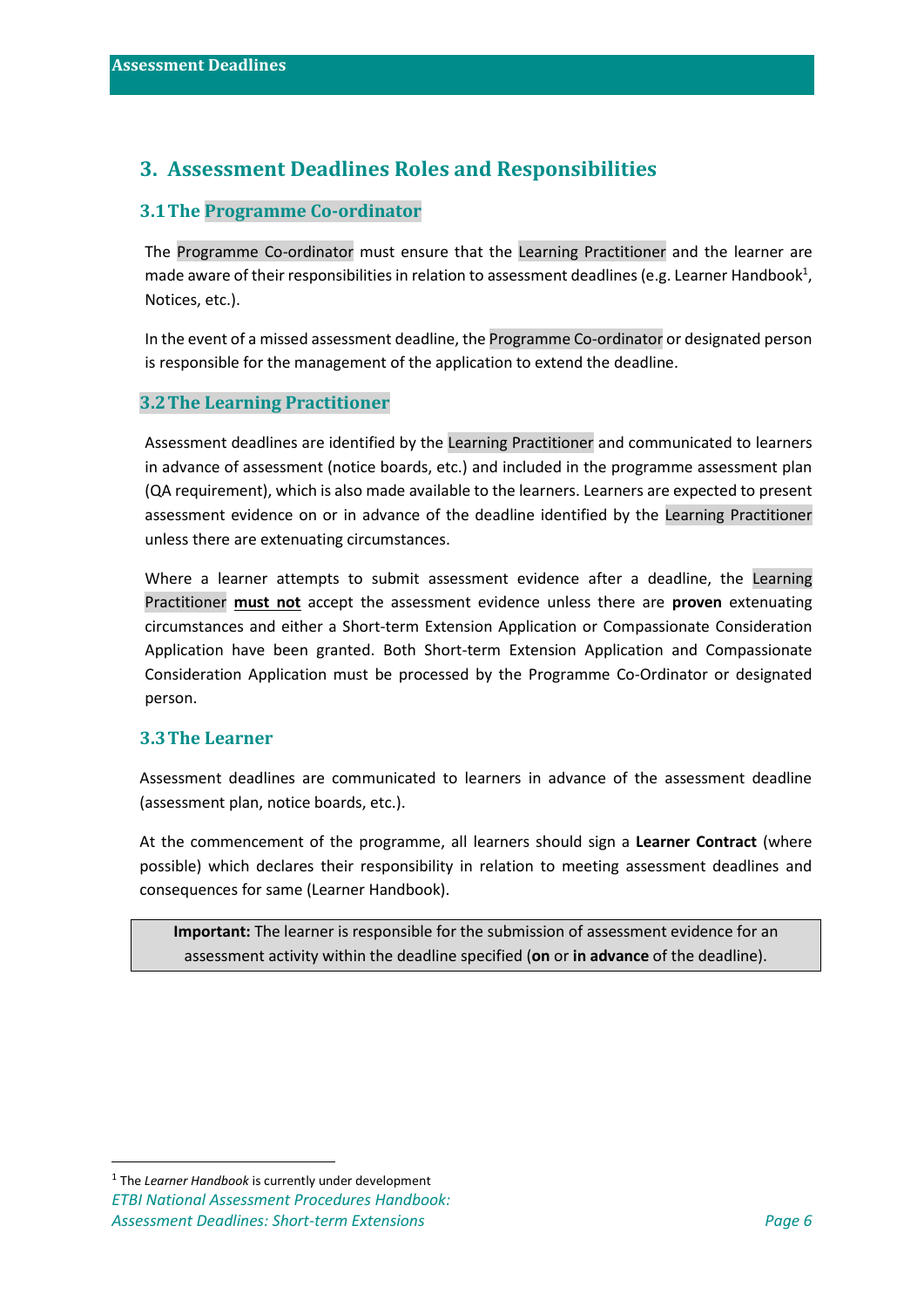## 3. Assessment Deadlines Roles and Responsibilities

### 3.1 The Programme Co-ordinator

The Programme Co-ordinator must ensure that the Learning Practitioner and the learner are made aware of their responsibilities in relation to assessment deadlines (e.g. Learner Handbook[1], Notices, etc.).

In the event of a missed assessment deadline, the Programme Co-ordinator or designated person is responsible for the management of the application to extend the deadline.

### 3.2 The Learning Practitioner

Assessment deadlines are identified by the Learning Practitioner and communicated to learners in advance of assessment (notice boards, etc.) and included in the programme assessment plan (QA requirement), which is also made available to the learners. Learners are expected to present assessment evidence on or in advance of the deadline identified by the Learning Practitioner unless there are extenuating circumstances.

Where a learner attempts to submit assessment evidence after a deadline, the Learning Practitioner **must not** accept the assessment evidence unless there are **proven** extenuating circumstances and either a Short-term Extension Application or Compassionate Consideration Application have been granted. Both Short-term Extension Application and Compassionate Consideration Application must be processed by the Programme Co-Ordinator or designated person.

### 3.3 The Learner

Assessment deadlines are communicated to learners in advance of the assessment deadline (assessment plan, notice boards, etc.).

At the commencement of the programme, all learners should sign a **Learner Contract** (where possible) which declares their responsibility in relation to meeting assessment deadlines and consequences for same (Learner Handbook).

> **Important:** The learner is responsible for the submission of assessment evidence for an assessment activity within the deadline specified (**on** or **in advance** of the deadline).

[1] The *Learner Handbook* is currently under development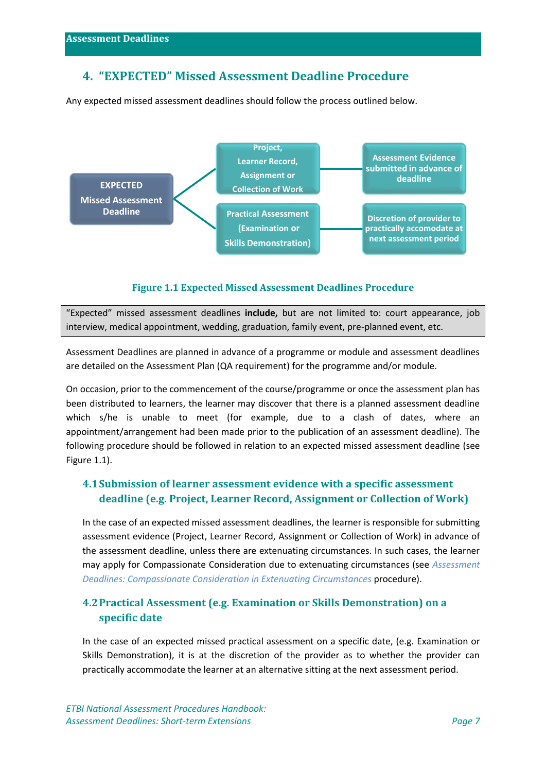## 4. "EXPECTED" Missed Assessment Deadline Procedure

Any expected missed assessment deadlines should follow the process outlined below.

EXPECTED Missed Assessment Deadline

- Project, Learner Record, Assignment or Collection of Work → Assessment Evidence submitted in advance of deadline
- Practical Assessment (Examination or Skills Demonstration) → Discretion of provider to practically accomodate at next assessment period

**Figure 1.1 Expected Missed Assessment Deadlines Procedure**

> "Expected" missed assessment deadlines **include,** but are not limited to: court appearance, job interview, medical appointment, wedding, graduation, family event, pre-planned event, etc.

Assessment Deadlines are planned in advance of a programme or module and assessment deadlines are detailed on the Assessment Plan (QA requirement) for the programme and/or module.

On occasion, prior to the commencement of the course/programme or once the assessment plan has been distributed to learners, the learner may discover that there is a planned assessment deadline which s/he is unable to meet (for example, due to a clash of dates, where an appointment/arrangement had been made prior to the publication of an assessment deadline). The following procedure should be followed in relation to an expected missed assessment deadline (see Figure 1.1).

### 4.1 Submission of learner assessment evidence with a specific assessment deadline (e.g. Project, Learner Record, Assignment or Collection of Work)

In the case of an expected missed assessment deadlines, the learner is responsible for submitting assessment evidence (Project, Learner Record, Assignment or Collection of Work) in advance of the assessment deadline, unless there are extenuating circumstances. In such cases, the learner may apply for Compassionate Consideration due to extenuating circumstances (see *Assessment Deadlines: Compassionate Consideration in Extenuating Circumstances* procedure).

### 4.2 Practical Assessment (e.g. Examination or Skills Demonstration) on a specific date

In the case of an expected missed practical assessment on a specific date, (e.g. Examination or Skills Demonstration), it is at the discretion of the provider as to whether the provider can practically accommodate the learner at an alternative sitting at the next assessment period.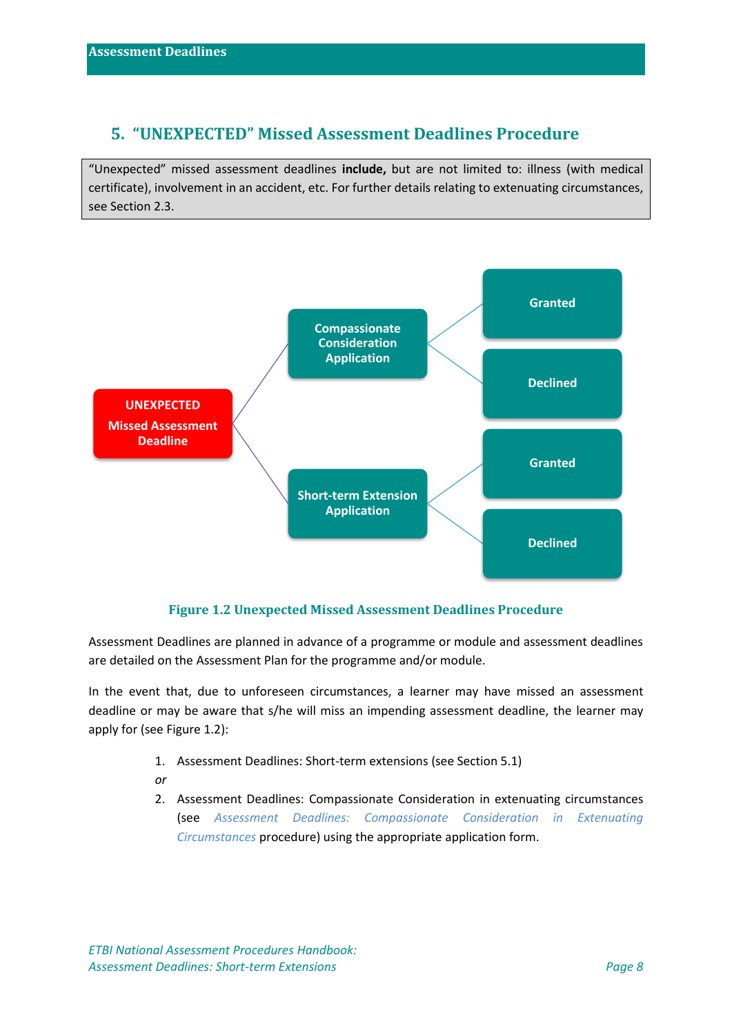## 5. "UNEXPECTED" Missed Assessment Deadlines Procedure

> "Unexpected" missed assessment deadlines **include,** but are not limited to: illness (with medical certificate), involvement in an accident, etc. For further details relating to extenuating circumstances, see Section 2.3.

- **UNEXPECTED Missed Assessment Deadline**
  - Compassionate Consideration Application
    - Granted
    - Declined
  - Short-term Extension Application
    - Granted
    - Declined

**Figure 1.2 Unexpected Missed Assessment Deadlines Procedure**

Assessment Deadlines are planned in advance of a programme or module and assessment deadlines are detailed on the Assessment Plan for the programme and/or module.

In the event that, due to unforeseen circumstances, a learner may have missed an assessment deadline or may be aware that s/he will miss an impending assessment deadline, the learner may apply for (see Figure 1.2):

1. Assessment Deadlines: Short-term extensions (see Section 5.1)

*or*

2. Assessment Deadlines: Compassionate Consideration in extenuating circumstances (see *Assessment Deadlines: Compassionate Consideration in Extenuating Circumstances* procedure) using the appropriate application form.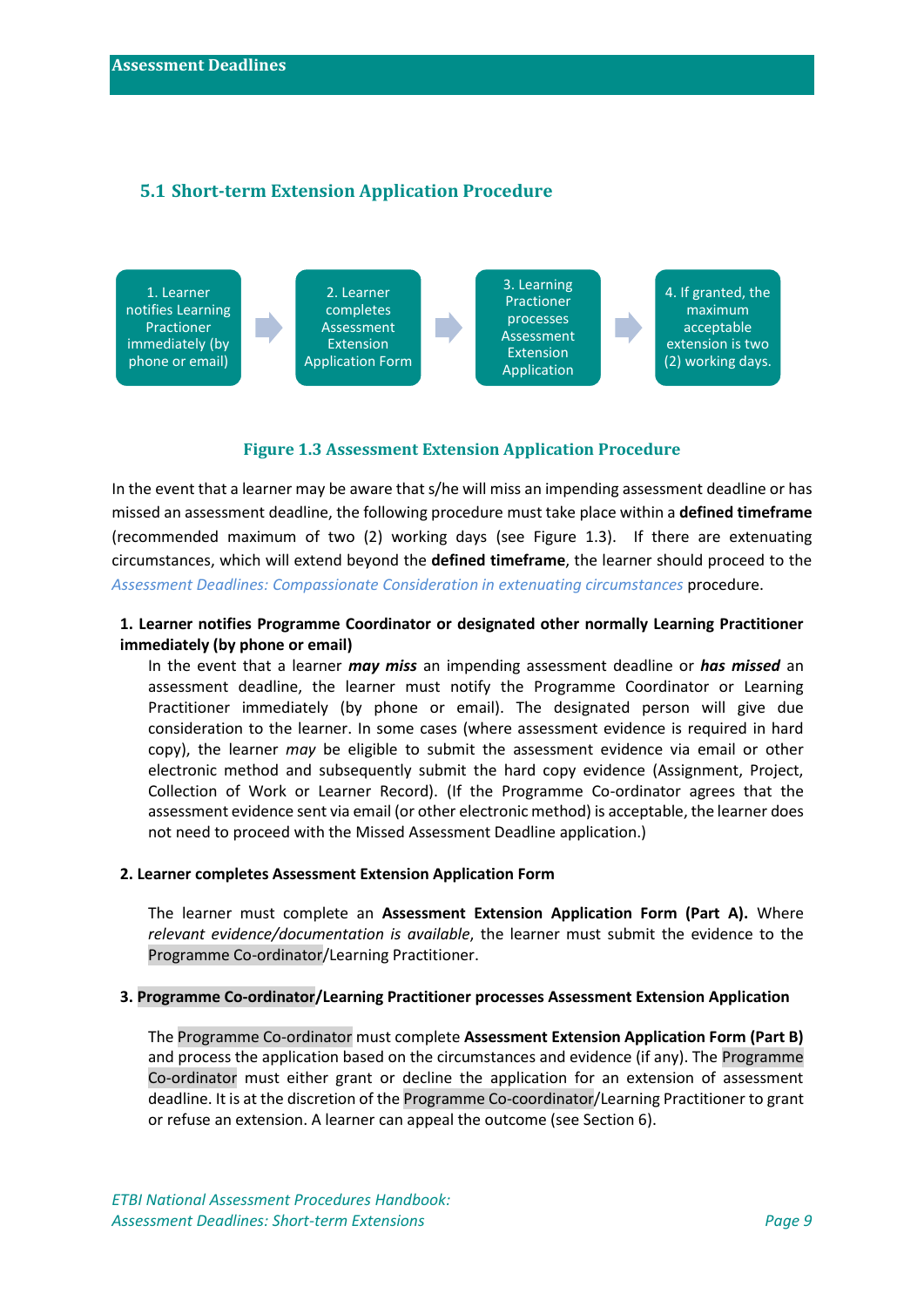## 5.1 Short-term Extension Application Procedure

1. Learner notifies Learning Practioner immediately (by phone or email) → 2. Learner completes Assessment Extension Application Form → 3. Learning Practioner processes Assessment Extension Application → 4. If granted, the maximum acceptable extension is two (2) working days.

**Figure 1.3 Assessment Extension Application Procedure**

In the event that a learner may be aware that s/he will miss an impending assessment deadline or has missed an assessment deadline, the following procedure must take place within a **defined timeframe** (recommended maximum of two (2) working days (see Figure 1.3). If there are extenuating circumstances, which will extend beyond the **defined timeframe**, the learner should proceed to the *Assessment Deadlines: Compassionate Consideration in extenuating circumstances* procedure.

**1. Learner notifies Programme Coordinator or designated other normally Learning Practitioner immediately (by phone or email)**

In the event that a learner ***may miss*** an impending assessment deadline or ***has missed*** an assessment deadline, the learner must notify the Programme Coordinator or Learning Practitioner immediately (by phone or email). The designated person will give due consideration to the learner. In some cases (where assessment evidence is required in hard copy), the learner *may* be eligible to submit the assessment evidence via email or other electronic method and subsequently submit the hard copy evidence (Assignment, Project, Collection of Work or Learner Record). (If the Programme Co-ordinator agrees that the assessment evidence sent via email (or other electronic method) is acceptable, the learner does not need to proceed with the Missed Assessment Deadline application.)

**2. Learner completes Assessment Extension Application Form**

The learner must complete an **Assessment Extension Application Form (Part A).** Where *relevant evidence/documentation is available*, the learner must submit the evidence to the Programme Co-ordinator/Learning Practitioner.

**3. Programme Co-ordinator/Learning Practitioner processes Assessment Extension Application**

The Programme Co-ordinator must complete **Assessment Extension Application Form (Part B)** and process the application based on the circumstances and evidence (if any). The Programme Co-ordinator must either grant or decline the application for an extension of assessment deadline. It is at the discretion of the Programme Co-coordinator/Learning Practitioner to grant or refuse an extension. A learner can appeal the outcome (see Section 6).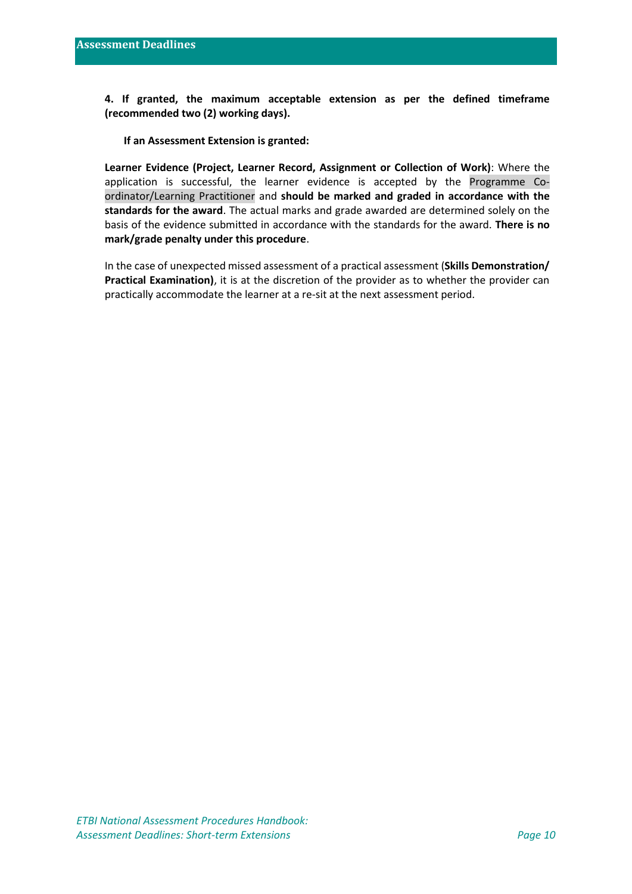**4. If granted, the maximum acceptable extension as per the defined timeframe (recommended two (2) working days).**

**If an Assessment Extension is granted:**

**Learner Evidence (Project, Learner Record, Assignment or Collection of Work)**: Where the application is successful, the learner evidence is accepted by the Programme Co-ordinator/Learning Practitioner and **should be marked and graded in accordance with the standards for the award**. The actual marks and grade awarded are determined solely on the basis of the evidence submitted in accordance with the standards for the award. **There is no mark/grade penalty under this procedure**.

In the case of unexpected missed assessment of a practical assessment (**Skills Demonstration/ Practical Examination)**, it is at the discretion of the provider as to whether the provider can practically accommodate the learner at a re-sit at the next assessment period.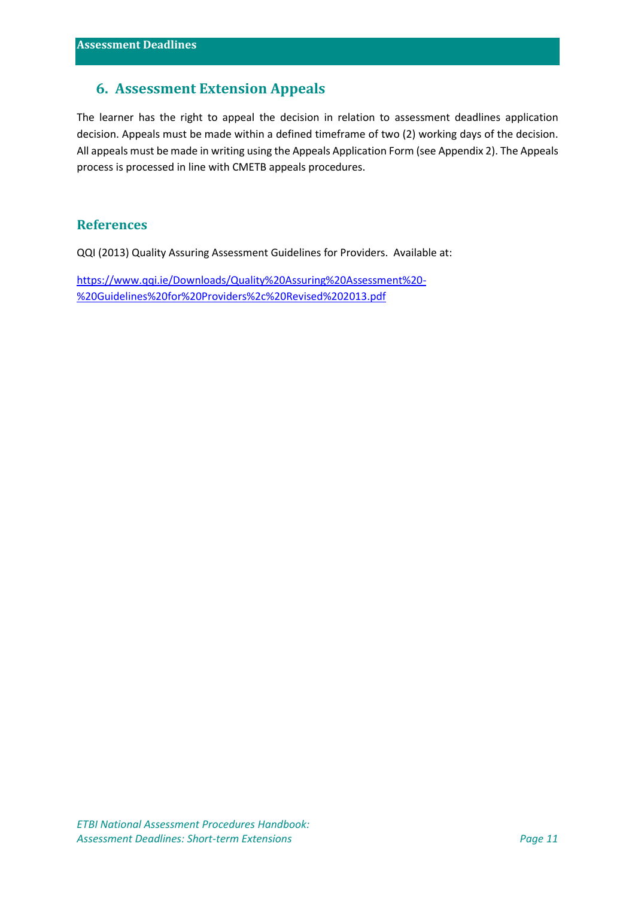## 6. Assessment Extension Appeals

The learner has the right to appeal the decision in relation to assessment deadlines application decision. Appeals must be made within a defined timeframe of two (2) working days of the decision. All appeals must be made in writing using the Appeals Application Form (see Appendix 2). The Appeals process is processed in line with CMETB appeals procedures.

## References

QQI (2013) Quality Assuring Assessment Guidelines for Providers. Available at:

https://www.qqi.ie/Downloads/Quality%20Assuring%20Assessment%20-%20Guidelines%20for%20Providers%2c%20Revised%202013.pdf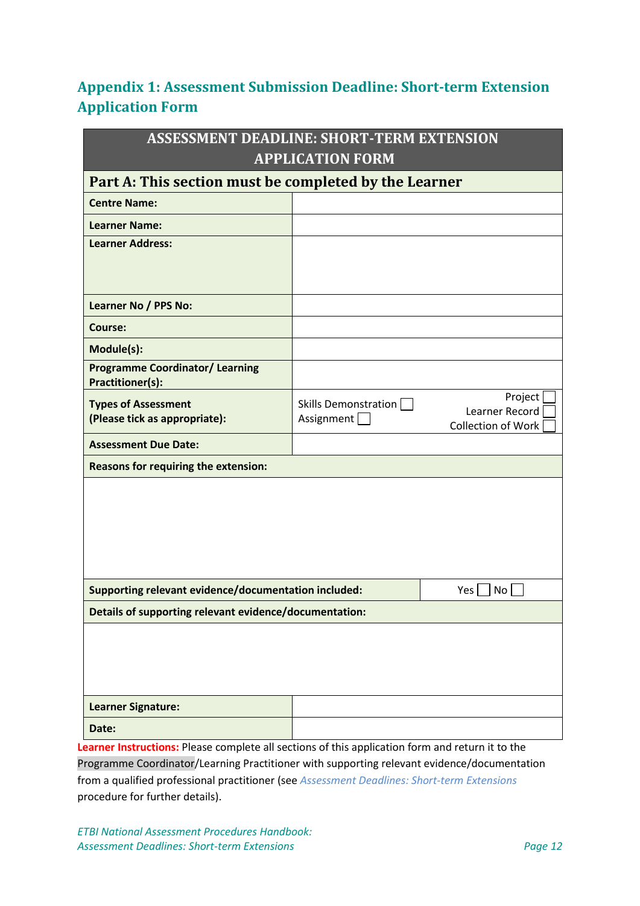## Appendix 1: Assessment Submission Deadline: Short-term Extension Application Form

| ASSESSMENT DEADLINE: SHORT-TERM EXTENSION APPLICATION FORM | | |
|---|---|---|
| **Part A: This section must be completed by the Learner** | | |
| **Centre Name:** | | |
| **Learner Name:** | | |
| **Learner Address:** | | |
| **Learner No / PPS No:** | | |
| **Course:** | | |
| **Module(s):** | | |
| **Programme Coordinator/ Learning Practitioner(s):** | | |
| **Types of Assessment (Please tick as appropriate):** | Skills Demonstration ☐ Assignment ☐ | Project ☐ Learner Record ☐ Collection of Work ☐ |
| **Assessment Due Date:** | | |
| **Reasons for requiring the extension:** | | |
| | | |
| **Supporting relevant evidence/documentation included:** | | Yes ☐ No ☐ |
| **Details of supporting relevant evidence/documentation:** | | |
| | | |
| **Learner Signature:** | | |
| **Date:** | | |

**Learner Instructions:** Please complete all sections of this application form and return it to the Programme Coordinator/Learning Practitioner with supporting relevant evidence/documentation from a qualified professional practitioner (see *Assessment Deadlines: Short-term Extensions* procedure for further details).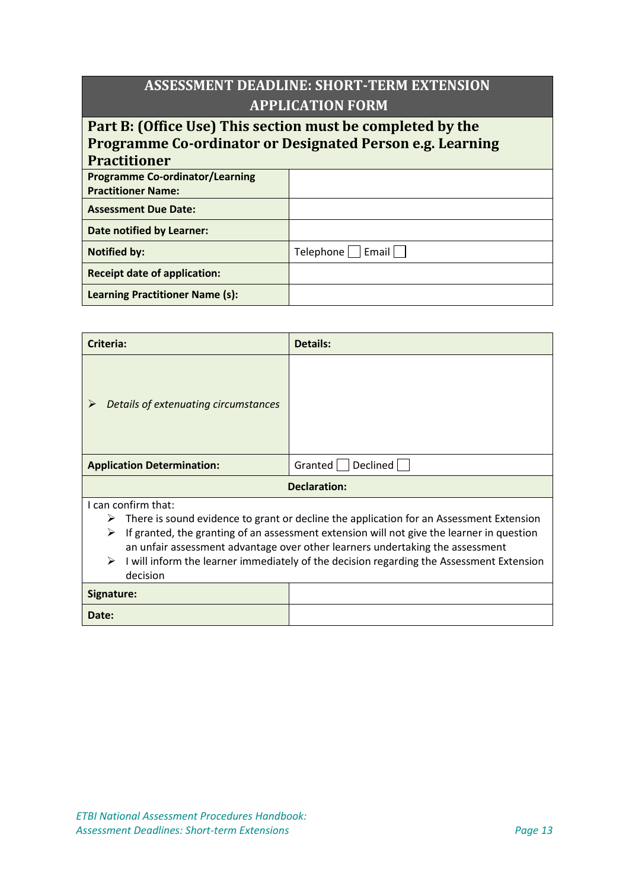## ASSESSMENT DEADLINE: SHORT-TERM EXTENSION APPLICATION FORM

### Part B: (Office Use) This section must be completed by the Programme Co-ordinator or Designated Person e.g. Learning Practitioner

| | |
|---|---|
| **Programme Co-ordinator/Learning Practitioner Name:** | |
| **Assessment Due Date:** | |
| **Date notified by Learner:** | |
| **Notified by:** | Telephone ☐ Email ☐ |
| **Receipt date of application:** | |
| **Learning Practitioner Name (s):** | |

| **Criteria:** | **Details:** |
|---|---|
| ➢ *Details of extenuating circumstances* | |
| **Application Determination:** | Granted ☐ Declined ☐ |

**Declaration:**

I can confirm that:

- ➢ There is sound evidence to grant or decline the application for an Assessment Extension
- ➢ If granted, the granting of an assessment extension will not give the learner in question an unfair assessment advantage over other learners undertaking the assessment
- ➢ I will inform the learner immediately of the decision regarding the Assessment Extension decision

| | |
|---|---|
| **Signature:** | |
| **Date:** | |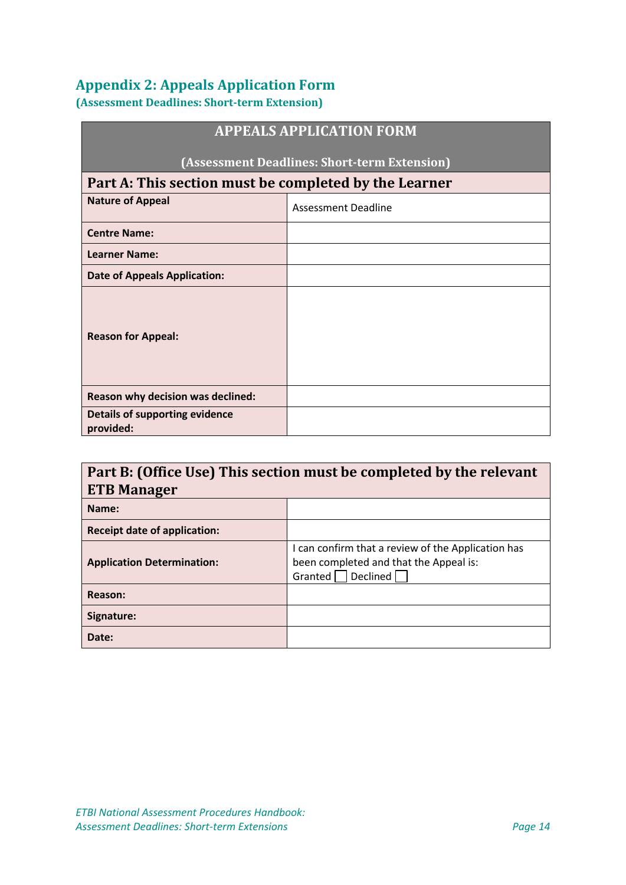## Appendix 2: Appeals Application Form

**(Assessment Deadlines: Short-term Extension)**

| APPEALS APPLICATION FORM (Assessment Deadlines: Short-term Extension) | |
|---|---|
| **Part A: This section must be completed by the Learner** | |
| **Nature of Appeal** | Assessment Deadline |
| **Centre Name:** | |
| **Learner Name:** | |
| **Date of Appeals Application:** | |
| **Reason for Appeal:** | |
| **Reason why decision was declined:** | |
| **Details of supporting evidence provided:** | |

| Part B: (Office Use) This section must be completed by the relevant ETB Manager | |
|---|---|
| **Name:** | |
| **Receipt date of application:** | |
| **Application Determination:** | I can confirm that a review of the Application has been completed and that the Appeal is: Granted ☐ Declined ☐ |
| **Reason:** | |
| **Signature:** | |
| **Date:** | |